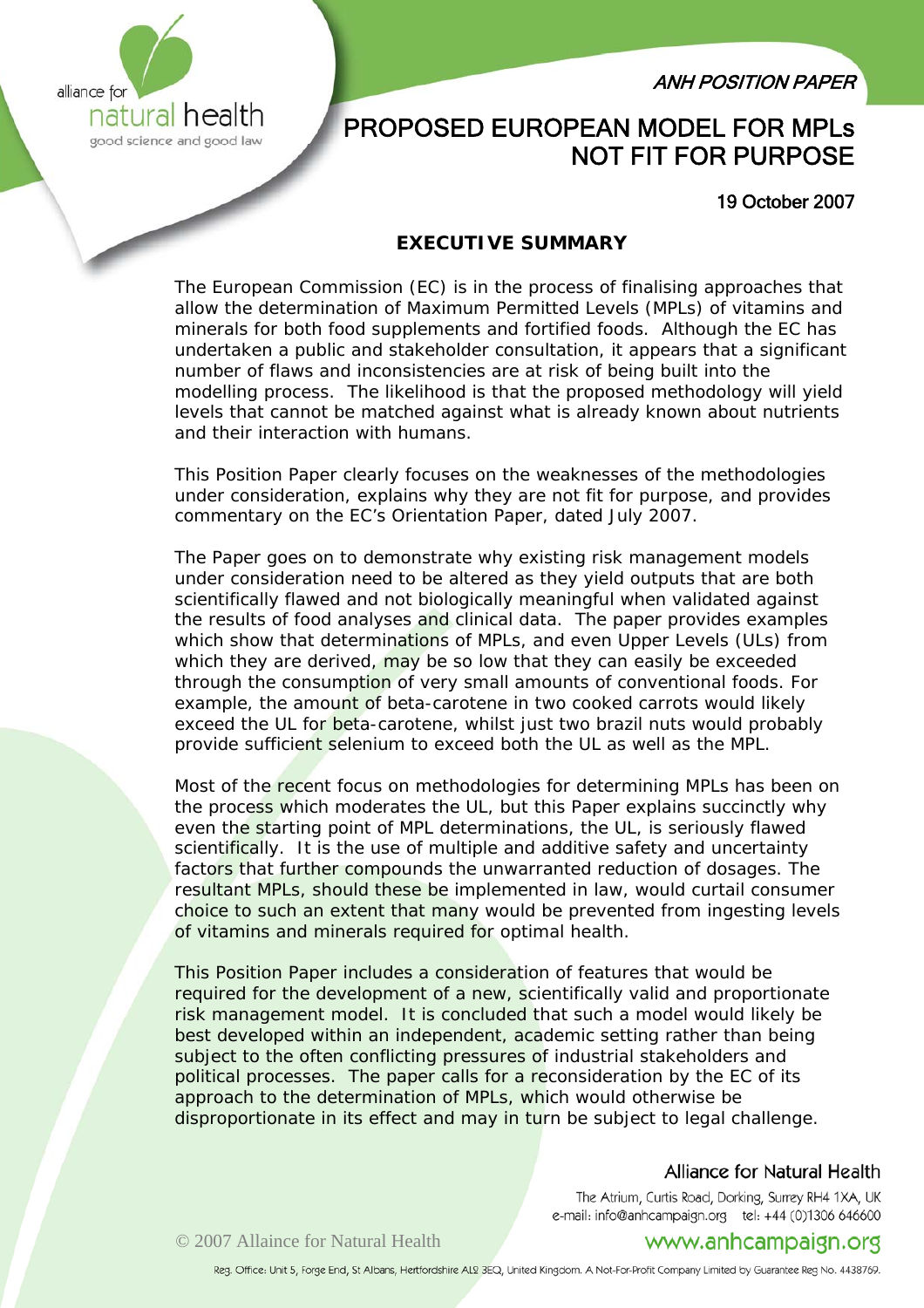alliance for natural health
good science and good law

*ANH POSITION PAPER*

# PROPOSED EUROPEAN MODEL FOR MPLs NOT FIT FOR PURPOSE

19 October 2007

## EXECUTIVE SUMMARY

The European Commission (EC) is in the process of finalising approaches that allow the determination of Maximum Permitted Levels (MPLs) of vitamins and minerals for both food supplements and fortified foods. Although the EC has undertaken a public and stakeholder consultation, it appears that a significant number of flaws and inconsistencies are at risk of being built into the modelling process. The likelihood is that the proposed methodology will yield levels that cannot be matched against what is already known about nutrients and their interaction with humans.

This Position Paper clearly focuses on the weaknesses of the methodologies under consideration, explains why they are not fit for purpose, and provides commentary on the EC's Orientation Paper, dated July 2007.

The Paper goes on to demonstrate why existing risk management models under consideration need to be altered as they yield outputs that are both scientifically flawed and not biologically meaningful when validated against the results of food analyses and clinical data. The paper provides examples which show that determinations of MPLs, and even Upper Levels (ULs) from which they are derived, may be so low that they can easily be exceeded through the consumption of very small amounts of conventional foods. For example, the amount of beta-carotene in two cooked carrots would likely exceed the UL for beta-carotene, whilst just two brazil nuts would probably provide sufficient selenium to exceed both the UL as well as the MPL.

Most of the recent focus on methodologies for determining MPLs has been on the process which moderates the UL, but this Paper explains succinctly why even the starting point of MPL determinations, the UL, is seriously flawed scientifically. It is the use of multiple and additive safety and uncertainty factors that further compounds the unwarranted reduction of dosages. The resultant MPLs, should these be implemented in law, would curtail consumer choice to such an extent that many would be prevented from ingesting levels of vitamins and minerals required for optimal health.

This Position Paper includes a consideration of features that would be required for the development of a new, scientifically valid and proportionate risk management model. It is concluded that such a model would likely be best developed within an independent, academic setting rather than being subject to the often conflicting pressures of industrial stakeholders and political processes. The paper calls for a reconsideration by the EC of its approach to the determination of MPLs, which would otherwise be disproportionate in its effect and may in turn be subject to legal challenge.

Alliance for Natural Health
The Atrium, Curtis Road, Dorking, Surrey RH4 1XA, UK
e-mail: info@anhcampaign.org tel: +44 (0)1306 646600
www.anhcampaign.org

© 2007 Allaince for Natural Health

Reg. Office: Unit 5, Forge End, St Albans, Hertfordshire AL2 3EQ, United Kingdom. A Not-For-Profit Company Limited by Guarantee Reg No. 4438769.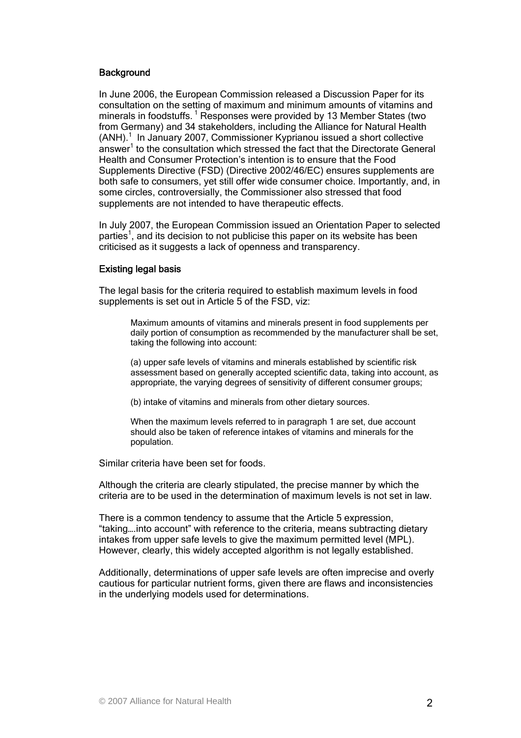## Background

In June 2006, the European Commission released a Discussion Paper for its consultation on the setting of maximum and minimum amounts of vitamins and minerals in foodstuffs. [1] Responses were provided by 13 Member States (two from Germany) and 34 stakeholders, including the Alliance for Natural Health (ANH).[1] In January 2007, Commissioner Kyprianou issued a short collective answer[1] to the consultation which stressed the fact that the Directorate General Health and Consumer Protection's intention is to ensure that the Food Supplements Directive (FSD) (Directive 2002/46/EC) ensures supplements are both safe to consumers, yet still offer wide consumer choice. Importantly, and, in some circles, controversially, the Commissioner also stressed that food supplements are not intended to have therapeutic effects.

In July 2007, the European Commission issued an Orientation Paper to selected parties[1], and its decision to not publicise this paper on its website has been criticised as it suggests a lack of openness and transparency.

## Existing legal basis

The legal basis for the criteria required to establish maximum levels in food supplements is set out in Article 5 of the FSD, viz:

> Maximum amounts of vitamins and minerals present in food supplements per daily portion of consumption as recommended by the manufacturer shall be set, taking the following into account:
>
> (a) upper safe levels of vitamins and minerals established by scientific risk assessment based on generally accepted scientific data, taking into account, as appropriate, the varying degrees of sensitivity of different consumer groups;
>
> (b) intake of vitamins and minerals from other dietary sources.
>
> When the maximum levels referred to in paragraph 1 are set, due account should also be taken of reference intakes of vitamins and minerals for the population.

Similar criteria have been set for foods.

Although the criteria are clearly stipulated, the precise manner by which the criteria are to be used in the determination of maximum levels is not set in law.

There is a common tendency to assume that the Article 5 expression, "taking….into account" with reference to the criteria, means subtracting dietary intakes from upper safe levels to give the maximum permitted level (MPL). However, clearly, this widely accepted algorithm is not legally established.

Additionally, determinations of upper safe levels are often imprecise and overly cautious for particular nutrient forms, given there are flaws and inconsistencies in the underlying models used for determinations.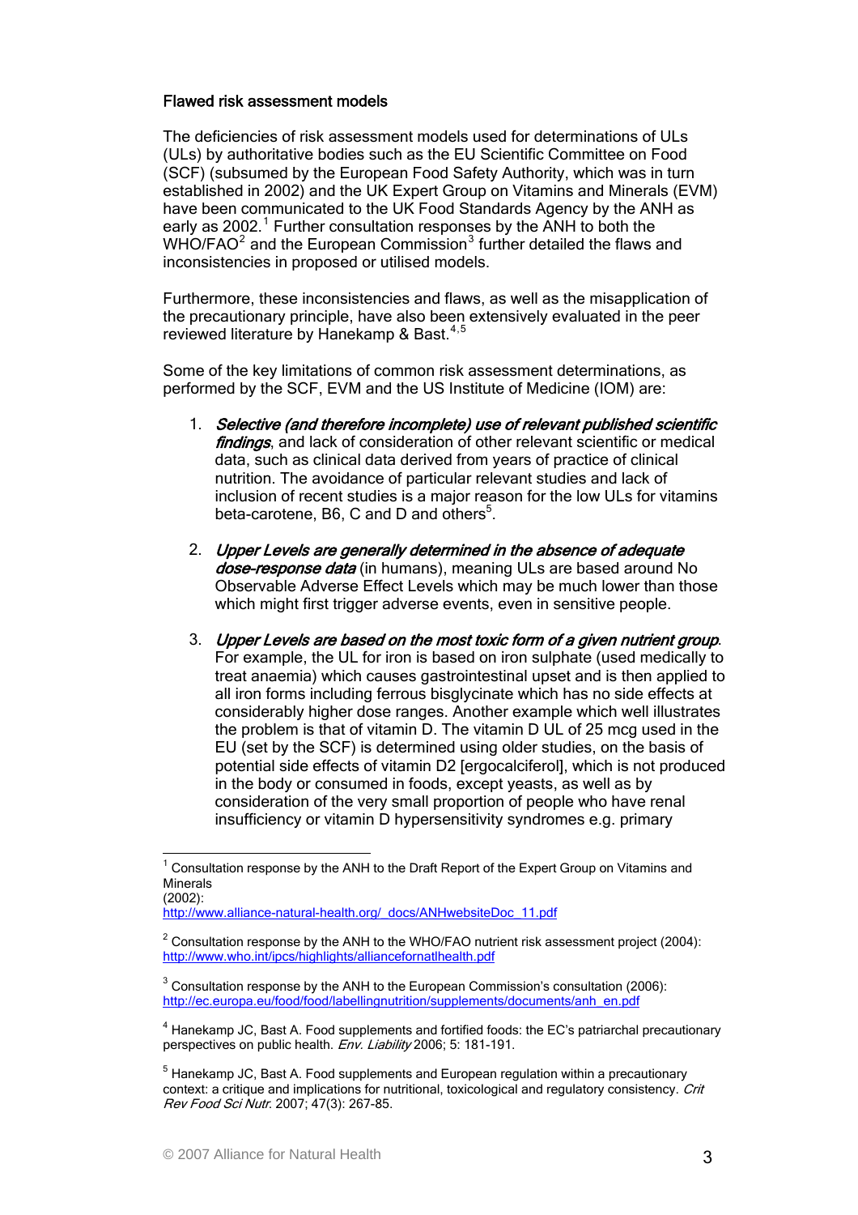### Flawed risk assessment models

The deficiencies of risk assessment models used for determinations of ULs (ULs) by authoritative bodies such as the EU Scientific Committee on Food (SCF) (subsumed by the European Food Safety Authority, which was in turn established in 2002) and the UK Expert Group on Vitamins and Minerals (EVM) have been communicated to the UK Food Standards Agency by the ANH as early as 2002.[1] Further consultation responses by the ANH to both the WHO/FAO[2] and the European Commission[3] further detailed the flaws and inconsistencies in proposed or utilised models.

Furthermore, these inconsistencies and flaws, as well as the misapplication of the precautionary principle, have also been extensively evaluated in the peer reviewed literature by Hanekamp & Bast.[4,5]

Some of the key limitations of common risk assessment determinations, as performed by the SCF, EVM and the US Institute of Medicine (IOM) are:

1. ***Selective (and therefore incomplete) use of relevant published scientific findings***, and lack of consideration of other relevant scientific or medical data, such as clinical data derived from years of practice of clinical nutrition. The avoidance of particular relevant studies and lack of inclusion of recent studies is a major reason for the low ULs for vitamins beta-carotene, B6, C and D and others[5].

2. ***Upper Levels are generally determined in the absence of adequate dose-response data*** (in humans), meaning ULs are based around No Observable Adverse Effect Levels which may be much lower than those which might first trigger adverse events, even in sensitive people.

3. ***Upper Levels are based on the most toxic form of a given nutrient group***. For example, the UL for iron is based on iron sulphate (used medically to treat anaemia) which causes gastrointestinal upset and is then applied to all iron forms including ferrous bisglycinate which has no side effects at considerably higher dose ranges. Another example which well illustrates the problem is that of vitamin D. The vitamin D UL of 25 mcg used in the EU (set by the SCF) is determined using older studies, on the basis of potential side effects of vitamin D2 [ergocalciferol], which is not produced in the body or consumed in foods, except yeasts, as well as by consideration of the very small proportion of people who have renal insufficiency or vitamin D hypersensitivity syndromes e.g. primary

---

[1] Consultation response by the ANH to the Draft Report of the Expert Group on Vitamins and Minerals (2002): http://www.alliance-natural-health.org/_docs/ANHwebsiteDoc_11.pdf

[2] Consultation response by the ANH to the WHO/FAO nutrient risk assessment project (2004): http://www.who.int/ipcs/highlights/alliancefornatlhealth.pdf

[3] Consultation response by the ANH to the European Commission's consultation (2006): http://ec.europa.eu/food/food/labellingnutrition/supplements/documents/anh_en.pdf

[4] Hanekamp JC, Bast A. Food supplements and fortified foods: the EC's patriarchal precautionary perspectives on public health. *Env. Liability* 2006; 5: 181-191.

[5] Hanekamp JC, Bast A. Food supplements and European regulation within a precautionary context: a critique and implications for nutritional, toxicological and regulatory consistency. *Crit Rev Food Sci Nutr*. 2007; 47(3): 267-85.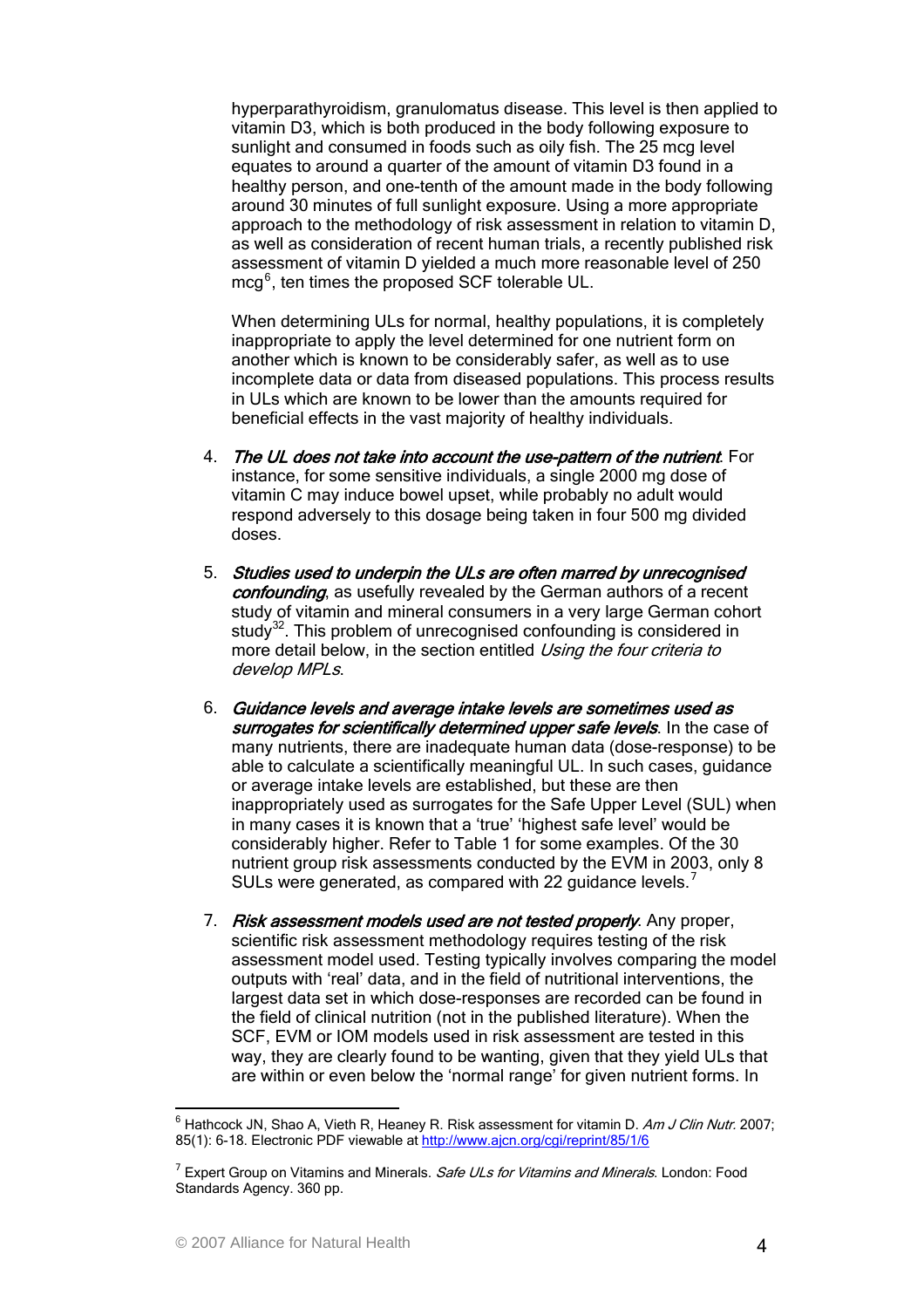hyperparathyroidism, granulomatus disease. This level is then applied to vitamin D3, which is both produced in the body following exposure to sunlight and consumed in foods such as oily fish. The 25 mcg level equates to around a quarter of the amount of vitamin D3 found in a healthy person, and one-tenth of the amount made in the body following around 30 minutes of full sunlight exposure. Using a more appropriate approach to the methodology of risk assessment in relation to vitamin D, as well as consideration of recent human trials, a recently published risk assessment of vitamin D yielded a much more reasonable level of 250 mcg[6], ten times the proposed SCF tolerable UL.

When determining ULs for normal, healthy populations, it is completely inappropriate to apply the level determined for one nutrient form on another which is known to be considerably safer, as well as to use incomplete data or data from diseased populations. This process results in ULs which are known to be lower than the amounts required for beneficial effects in the vast majority of healthy individuals.

4. ***The UL does not take into account the use-pattern of the nutrient***. For instance, for some sensitive individuals, a single 2000 mg dose of vitamin C may induce bowel upset, while probably no adult would respond adversely to this dosage being taken in four 500 mg divided doses.

5. ***Studies used to underpin the ULs are often marred by unrecognised confounding***, as usefully revealed by the German authors of a recent study of vitamin and mineral consumers in a very large German cohort study[32]. This problem of unrecognised confounding is considered in more detail below, in the section entitled *Using the four criteria to develop MPLs*.

6. ***Guidance levels and average intake levels are sometimes used as surrogates for scientifically determined upper safe levels***. In the case of many nutrients, there are inadequate human data (dose-response) to be able to calculate a scientifically meaningful UL. In such cases, guidance or average intake levels are established, but these are then inappropriately used as surrogates for the Safe Upper Level (SUL) when in many cases it is known that a 'true' 'highest safe level' would be considerably higher. Refer to Table 1 for some examples. Of the 30 nutrient group risk assessments conducted by the EVM in 2003, only 8 SULs were generated, as compared with 22 guidance levels.[7]

7. ***Risk assessment models used are not tested properly***. Any proper, scientific risk assessment methodology requires testing of the risk assessment model used. Testing typically involves comparing the model outputs with 'real' data, and in the field of nutritional interventions, the largest data set in which dose-responses are recorded can be found in the field of clinical nutrition (not in the published literature). When the SCF, EVM or IOM models used in risk assessment are tested in this way, they are clearly found to be wanting, given that they yield ULs that are within or even below the 'normal range' for given nutrient forms. In

---

[6] Hathcock JN, Shao A, Vieth R, Heaney R. Risk assessment for vitamin D. *Am J Clin Nutr.* 2007; 85(1): 6-18. Electronic PDF viewable at http://www.ajcn.org/cgi/reprint/85/1/6

[7] Expert Group on Vitamins and Minerals. *Safe ULs for Vitamins and Minerals*. London: Food Standards Agency. 360 pp.

© 2007 Alliance for Natural Health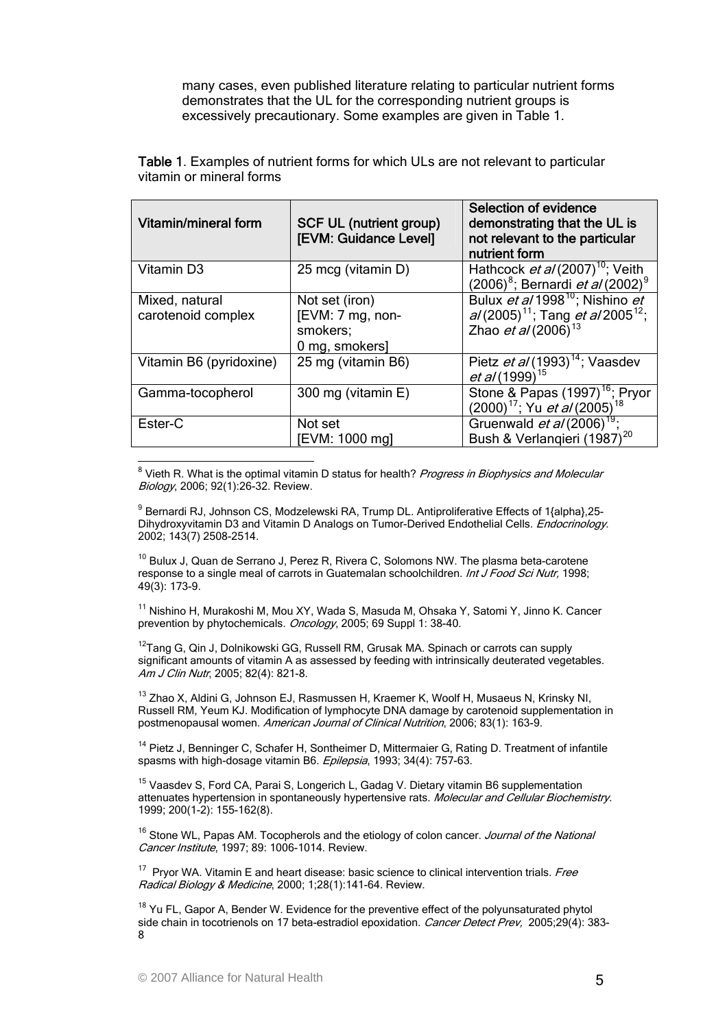many cases, even published literature relating to particular nutrient forms demonstrates that the UL for the corresponding nutrient groups is excessively precautionary. Some examples are given in Table 1.

**Table 1**. Examples of nutrient forms for which ULs are not relevant to particular vitamin or mineral forms

| Vitamin/mineral form | SCF UL (nutrient group) [EVM: Guidance Level] | Selection of evidence demonstrating that the UL is not relevant to the particular nutrient form |
|---|---|---|
| Vitamin D3 | 25 mcg (vitamin D) | Hathcock *et al* (2007)[10]; Veith (2006)[8]; Bernardi *et al* (2002)[9] |
| Mixed, natural carotenoid complex | Not set (iron) [EVM: 7 mg, non-smokers; 0 mg, smokers] | Bulux *et al* 1998[10]; Nishino *et al* (2005)[11]; Tang *et al* 2005[12]; Zhao *et al* (2006)[13] |
| Vitamin B6 (pyridoxine) | 25 mg (vitamin B6) | Pietz *et al* (1993)[14]; Vaasdev *et al* (1999)[15] |
| Gamma-tocopherol | 300 mg (vitamin E) | Stone & Papas (1997)[16]; Pryor (2000)[17]; Yu *et al* (2005)[18] |
| Ester-C | Not set [EVM: 1000 mg] | Gruenwald *et al* (2006)[19]; Bush & Verlanqieri (1987)[20] |

---

[8] Vieth R. What is the optimal vitamin D status for health? *Progress in Biophysics and Molecular Biology*, 2006; 92(1):26-32. Review.

[9] Bernardi RJ, Johnson CS, Modzelewski RA, Trump DL. Antiproliferative Effects of 1{alpha},25-Dihydroxyvitamin D3 and Vitamin D Analogs on Tumor-Derived Endothelial Cells. *Endocrinology*. 2002; 143(7) 2508-2514.

[10] Bulux J, Quan de Serrano J, Perez R, Rivera C, Solomons NW. The plasma beta-carotene response to a single meal of carrots in Guatemalan schoolchildren. *Int J Food Sci Nutr,* 1998; 49(3): 173-9.

[11] Nishino H, Murakoshi M, Mou XY, Wada S, Masuda M, Ohsaka Y, Satomi Y, Jinno K. Cancer prevention by phytochemicals. *Oncology*, 2005; 69 Suppl 1: 38-40.

[12] Tang G, Qin J, Dolnikowski GG, Russell RM, Grusak MA. Spinach or carrots can supply significant amounts of vitamin A as assessed by feeding with intrinsically deuterated vegetables. *Am J Clin Nutr*; 2005; 82(4): 821-8.

[13] Zhao X, Aldini G, Johnson EJ, Rasmussen H, Kraemer K, Woolf H, Musaeus N, Krinsky NI, Russell RM, Yeum KJ. Modification of lymphocyte DNA damage by carotenoid supplementation in postmenopausal women. *American Journal of Clinical Nutrition*, 2006; 83(1): 163-9.

[14] Pietz J, Benninger C, Schafer H, Sontheimer D, Mittermaier G, Rating D. Treatment of infantile spasms with high-dosage vitamin B6. *Epilepsia*, 1993; 34(4): 757-63.

[15] Vaasdev S, Ford CA, Parai S, Longerich L, Gadag V. Dietary vitamin B6 supplementation attenuates hypertension in spontaneously hypertensive rats. *Molecular and Cellular Biochemistry.* 1999; 200(1-2): 155-162(8).

[16] Stone WL, Papas AM. Tocopherols and the etiology of colon cancer. *Journal of the National Cancer Institute*, 1997; 89: 1006-1014. Review.

[17] Pryor WA. Vitamin E and heart disease: basic science to clinical intervention trials. *Free Radical Biology & Medicine*, 2000; 1;28(1):141-64. Review.

[18] Yu FL, Gapor A, Bender W. Evidence for the preventive effect of the polyunsaturated phytol side chain in tocotrienols on 17 beta-estradiol epoxidation. *Cancer Detect Prev,* 2005;29(4): 383-8

© 2007 Alliance for Natural Health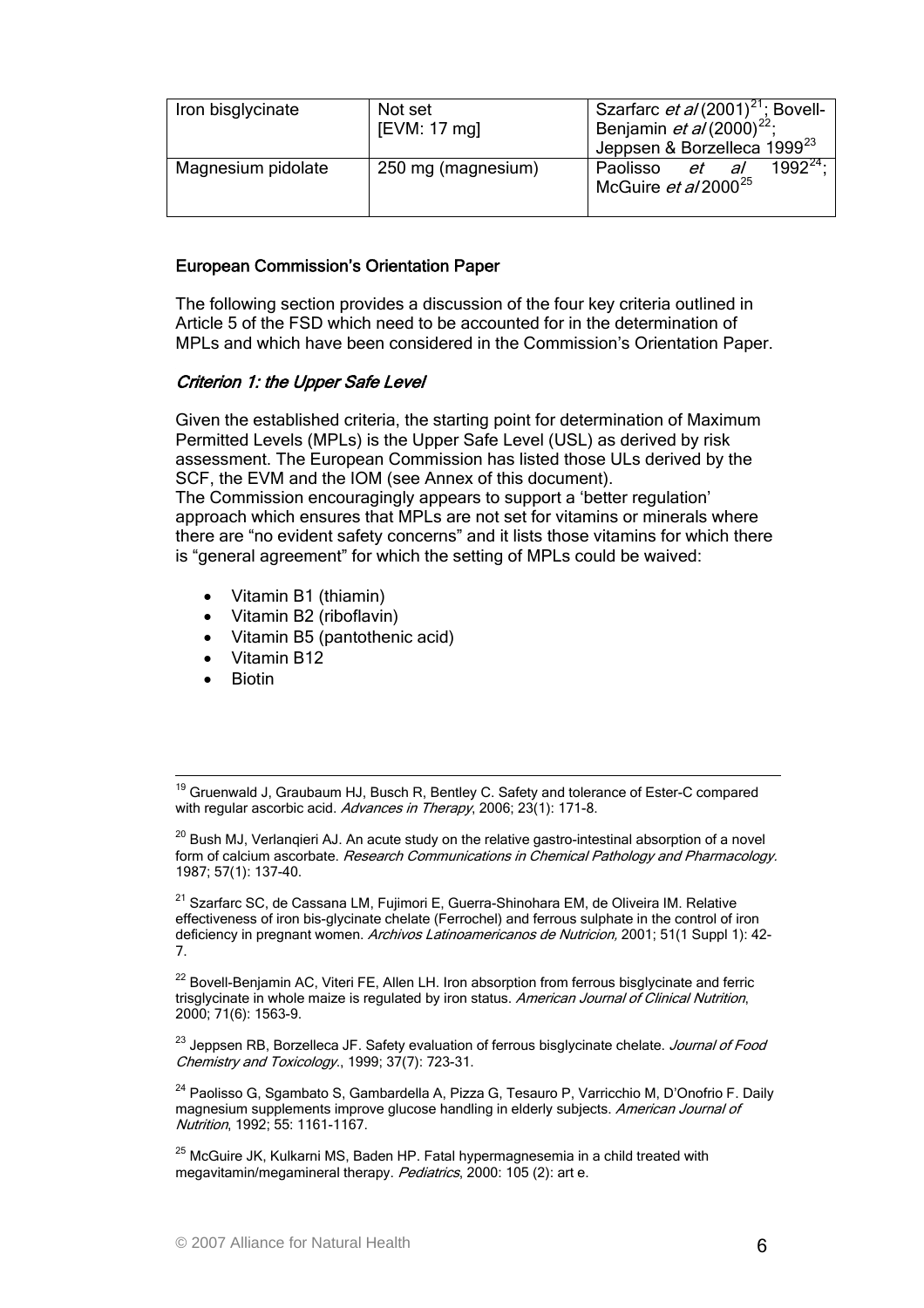| | | |
|---|---|---|
| Iron bisglycinate | Not set [EVM: 17 mg] | Szarfarc *et al* (2001)[21]; Bovell-Benjamin *et al* (2000)[22]; Jeppsen & Borzelleca 1999[23] |
| Magnesium pidolate | 250 mg (magnesium) | Paolisso *et al* 1992[24]; McGuire *et al* 2000[25] |

#### European Commission's Orientation Paper

The following section provides a discussion of the four key criteria outlined in Article 5 of the FSD which need to be accounted for in the determination of MPLs and which have been considered in the Commission's Orientation Paper.

##### *Criterion 1: the Upper Safe Level*

Given the established criteria, the starting point for determination of Maximum Permitted Levels (MPLs) is the Upper Safe Level (USL) as derived by risk assessment. The European Commission has listed those ULs derived by the SCF, the EVM and the IOM (see Annex of this document).
The Commission encouragingly appears to support a 'better regulation' approach which ensures that MPLs are not set for vitamins or minerals where there are "no evident safety concerns" and it lists those vitamins for which there is "general agreement" for which the setting of MPLs could be waived:

- Vitamin B1 (thiamin)
- Vitamin B2 (riboflavin)
- Vitamin B5 (pantothenic acid)
- Vitamin B12
- Biotin

---

[19] Gruenwald J, Graubaum HJ, Busch R, Bentley C. Safety and tolerance of Ester-C compared with regular ascorbic acid. *Advances in Therapy*, 2006; 23(1): 171-8.

[20] Bush MJ, Verlanqieri AJ. An acute study on the relative gastro-intestinal absorption of a novel form of calcium ascorbate. *Research Communications in Chemical Pathology and Pharmacology*. 1987; 57(1): 137-40.

[21] Szarfarc SC, de Cassana LM, Fujimori E, Guerra-Shinohara EM, de Oliveira IM. Relative effectiveness of iron bis-glycinate chelate (Ferrochel) and ferrous sulphate in the control of iron deficiency in pregnant women. *Archivos Latinoamericanos de Nutricion,* 2001; 51(1 Suppl 1): 42-7.

[22] Bovell-Benjamin AC, Viteri FE, Allen LH. Iron absorption from ferrous bisglycinate and ferric trisglycinate in whole maize is regulated by iron status. *American Journal of Clinical Nutrition*, 2000; 71(6): 1563-9.

[23] Jeppsen RB, Borzelleca JF. Safety evaluation of ferrous bisglycinate chelate. *Journal of Food Chemistry and Toxicology*., 1999; 37(7): 723-31.

[24] Paolisso G, Sgambato S, Gambardella A, Pizza G, Tesauro P, Varricchio M, D'Onofrio F. Daily magnesium supplements improve glucose handling in elderly subjects. *American Journal of Nutrition*, 1992; 55: 1161-1167.

[25] McGuire JK, Kulkarni MS, Baden HP. Fatal hypermagnesemia in a child treated with megavitamin/megamineral therapy. *Pediatrics*, 2000: 105 (2): art e.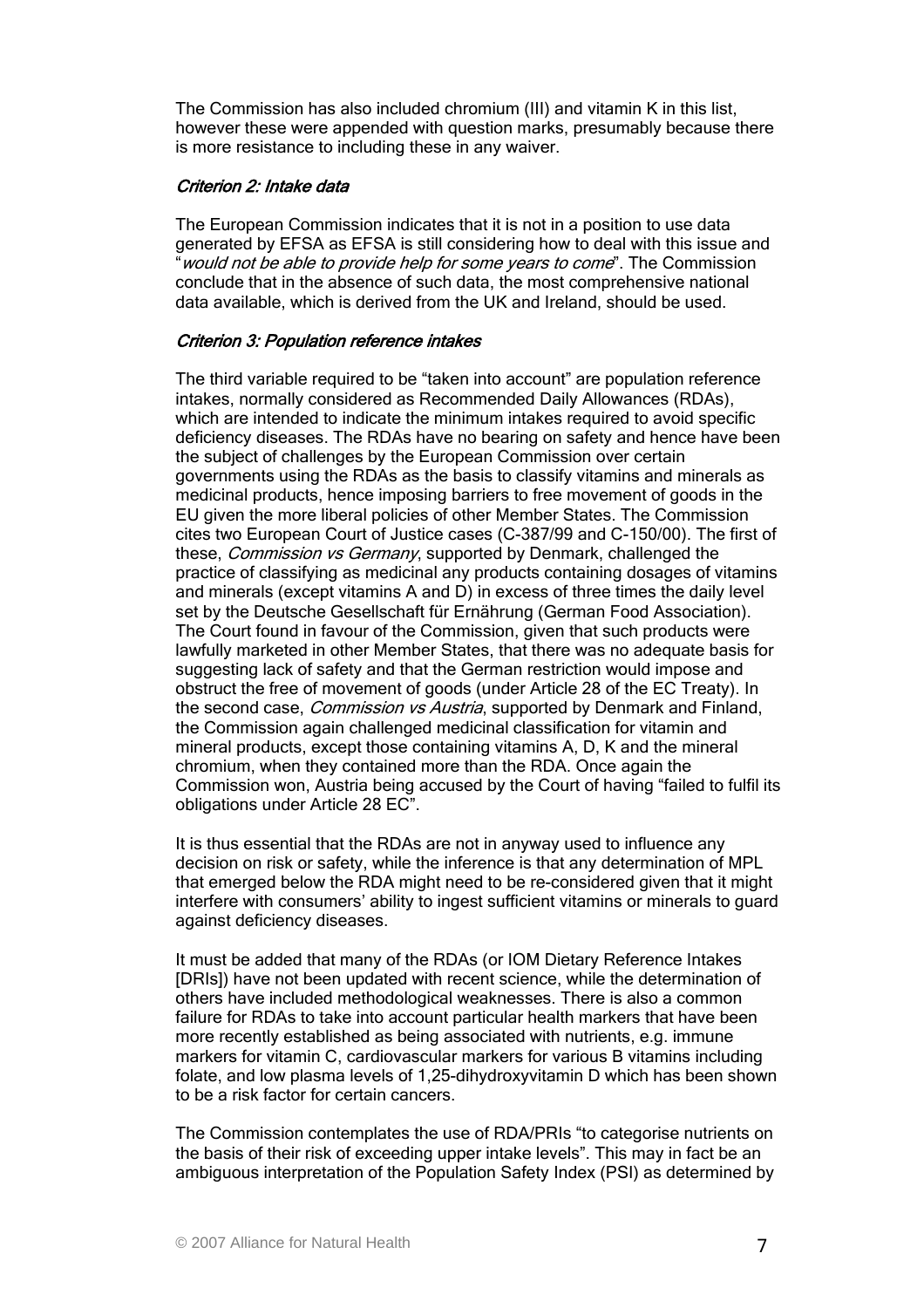The Commission has also included chromium (III) and vitamin K in this list, however these were appended with question marks, presumably because there is more resistance to including these in any waiver.

#### *Criterion 2: Intake data*

The European Commission indicates that it is not in a position to use data generated by EFSA as EFSA is still considering how to deal with this issue and "*would not be able to provide help for some years to come*". The Commission conclude that in the absence of such data, the most comprehensive national data available, which is derived from the UK and Ireland, should be used.

#### *Criterion 3: Population reference intakes*

The third variable required to be "taken into account" are population reference intakes, normally considered as Recommended Daily Allowances (RDAs), which are intended to indicate the minimum intakes required to avoid specific deficiency diseases. The RDAs have no bearing on safety and hence have been the subject of challenges by the European Commission over certain governments using the RDAs as the basis to classify vitamins and minerals as medicinal products, hence imposing barriers to free movement of goods in the EU given the more liberal policies of other Member States. The Commission cites two European Court of Justice cases (C-387/99 and C-150/00). The first of these, *Commission vs Germany*, supported by Denmark, challenged the practice of classifying as medicinal any products containing dosages of vitamins and minerals (except vitamins A and D) in excess of three times the daily level set by the Deutsche Gesellschaft für Ernährung (German Food Association). The Court found in favour of the Commission, given that such products were lawfully marketed in other Member States, that there was no adequate basis for suggesting lack of safety and that the German restriction would impose and obstruct the free of movement of goods (under Article 28 of the EC Treaty). In the second case, *Commission vs Austria*, supported by Denmark and Finland, the Commission again challenged medicinal classification for vitamin and mineral products, except those containing vitamins A, D, K and the mineral chromium, when they contained more than the RDA. Once again the Commission won, Austria being accused by the Court of having "failed to fulfil its obligations under Article 28 EC".

It is thus essential that the RDAs are not in anyway used to influence any decision on risk or safety, while the inference is that any determination of MPL that emerged below the RDA might need to be re-considered given that it might interfere with consumers' ability to ingest sufficient vitamins or minerals to guard against deficiency diseases.

It must be added that many of the RDAs (or IOM Dietary Reference Intakes [DRIs]) have not been updated with recent science, while the determination of others have included methodological weaknesses. There is also a common failure for RDAs to take into account particular health markers that have been more recently established as being associated with nutrients, e.g. immune markers for vitamin C, cardiovascular markers for various B vitamins including folate, and low plasma levels of 1,25-dihydroxyvitamin D which has been shown to be a risk factor for certain cancers.

The Commission contemplates the use of RDA/PRIs "to categorise nutrients on the basis of their risk of exceeding upper intake levels". This may in fact be an ambiguous interpretation of the Population Safety Index (PSI) as determined by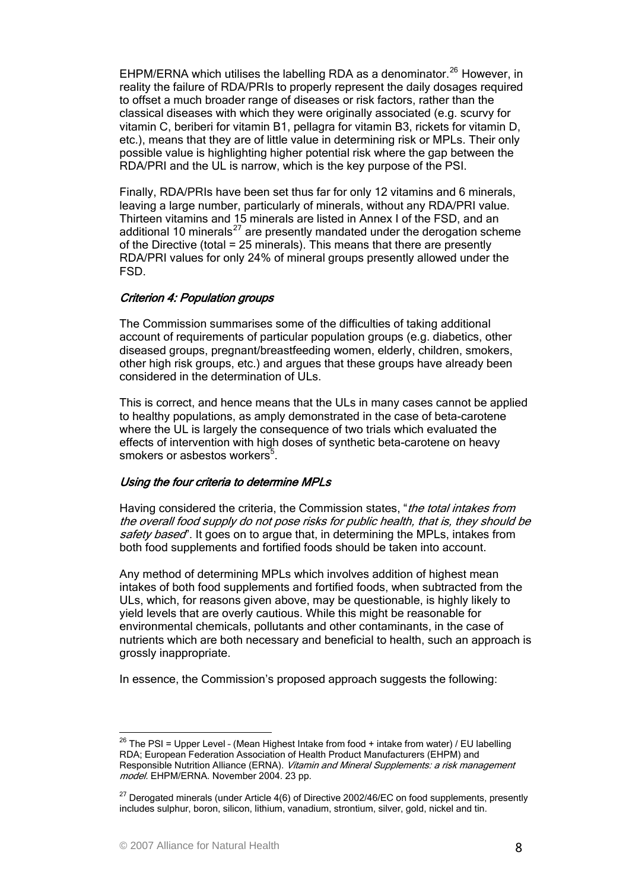EHPM/ERNA which utilises the labelling RDA as a denominator.[26] However, in reality the failure of RDA/PRIs to properly represent the daily dosages required to offset a much broader range of diseases or risk factors, rather than the classical diseases with which they were originally associated (e.g. scurvy for vitamin C, beriberi for vitamin B1, pellagra for vitamin B3, rickets for vitamin D, etc.), means that they are of little value in determining risk or MPLs. Their only possible value is highlighting higher potential risk where the gap between the RDA/PRI and the UL is narrow, which is the key purpose of the PSI.

Finally, RDA/PRIs have been set thus far for only 12 vitamins and 6 minerals, leaving a large number, particularly of minerals, without any RDA/PRI value. Thirteen vitamins and 15 minerals are listed in Annex I of the FSD, and an additional 10 minerals[27] are presently mandated under the derogation scheme of the Directive (total = 25 minerals). This means that there are presently RDA/PRI values for only 24% of mineral groups presently allowed under the FSD.

### *Criterion 4: Population groups*

The Commission summarises some of the difficulties of taking additional account of requirements of particular population groups (e.g. diabetics, other diseased groups, pregnant/breastfeeding women, elderly, children, smokers, other high risk groups, etc.) and argues that these groups have already been considered in the determination of ULs.

This is correct, and hence means that the ULs in many cases cannot be applied to healthy populations, as amply demonstrated in the case of beta-carotene where the UL is largely the consequence of two trials which evaluated the effects of intervention with high doses of synthetic beta-carotene on heavy smokers or asbestos workers[5].

### *Using the four criteria to determine MPLs*

Having considered the criteria, the Commission states, "*the total intakes from the overall food supply do not pose risks for public health, that is, they should be safety based*". It goes on to argue that, in determining the MPLs, intakes from both food supplements and fortified foods should be taken into account.

Any method of determining MPLs which involves addition of highest mean intakes of both food supplements and fortified foods, when subtracted from the ULs, which, for reasons given above, may be questionable, is highly likely to yield levels that are overly cautious. While this might be reasonable for environmental chemicals, pollutants and other contaminants, in the case of nutrients which are both necessary and beneficial to health, such an approach is grossly inappropriate.

In essence, the Commission's proposed approach suggests the following:

---

[26] The PSI = Upper Level – (Mean Highest Intake from food + intake from water) / EU labelling RDA; European Federation Association of Health Product Manufacturers (EHPM) and Responsible Nutrition Alliance (ERNA). *Vitamin and Mineral Supplements: a risk management model.* EHPM/ERNA. November 2004. 23 pp.

[27] Derogated minerals (under Article 4(6) of Directive 2002/46/EC on food supplements, presently includes sulphur, boron, silicon, lithium, vanadium, strontium, silver, gold, nickel and tin.

© 2007 Alliance for Natural Health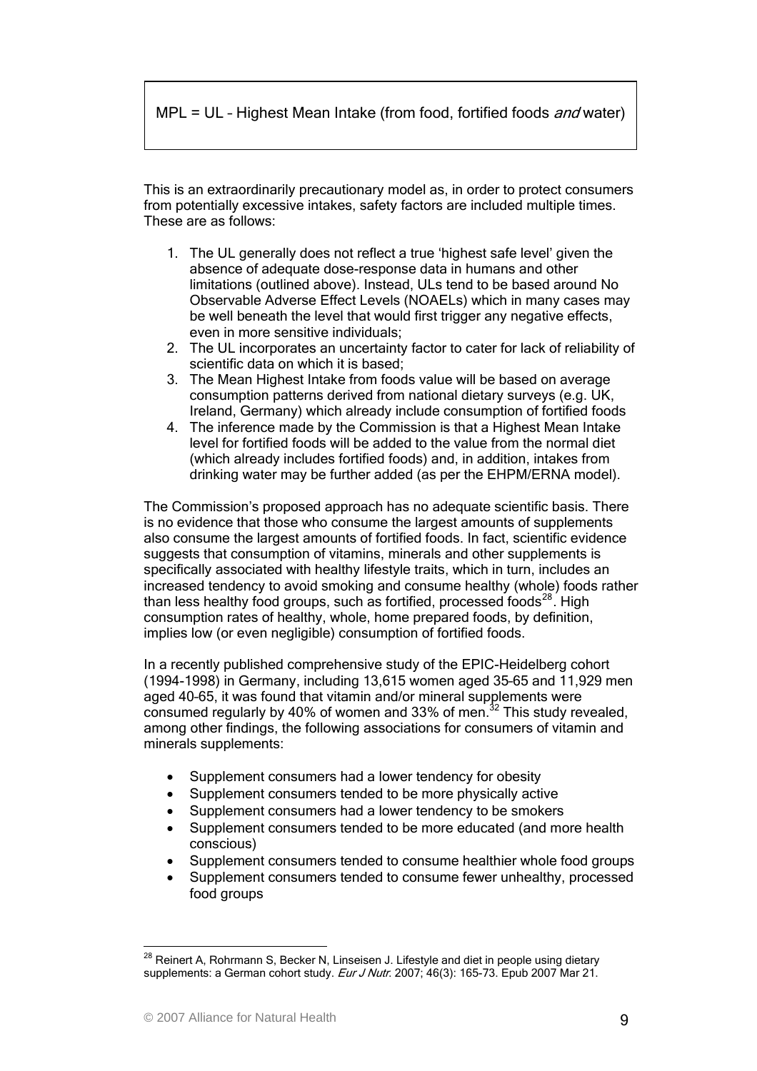MPL = UL – Highest Mean Intake (from food, fortified foods *and* water)

This is an extraordinarily precautionary model as, in order to protect consumers from potentially excessive intakes, safety factors are included multiple times. These are as follows:

1. The UL generally does not reflect a true 'highest safe level' given the absence of adequate dose-response data in humans and other limitations (outlined above). Instead, ULs tend to be based around No Observable Adverse Effect Levels (NOAELs) which in many cases may be well beneath the level that would first trigger any negative effects, even in more sensitive individuals;
2. The UL incorporates an uncertainty factor to cater for lack of reliability of scientific data on which it is based;
3. The Mean Highest Intake from foods value will be based on average consumption patterns derived from national dietary surveys (e.g. UK, Ireland, Germany) which already include consumption of fortified foods
4. The inference made by the Commission is that a Highest Mean Intake level for fortified foods will be added to the value from the normal diet (which already includes fortified foods) and, in addition, intakes from drinking water may be further added (as per the EHPM/ERNA model).

The Commission's proposed approach has no adequate scientific basis. There is no evidence that those who consume the largest amounts of supplements also consume the largest amounts of fortified foods. In fact, scientific evidence suggests that consumption of vitamins, minerals and other supplements is specifically associated with healthy lifestyle traits, which in turn, includes an increased tendency to avoid smoking and consume healthy (whole) foods rather than less healthy food groups, such as fortified, processed foods[28]. High consumption rates of healthy, whole, home prepared foods, by definition, implies low (or even negligible) consumption of fortified foods.

In a recently published comprehensive study of the EPIC-Heidelberg cohort (1994-1998) in Germany, including 13,615 women aged 35–65 and 11,929 men aged 40–65, it was found that vitamin and/or mineral supplements were consumed regularly by 40% of women and 33% of men.[32] This study revealed, among other findings, the following associations for consumers of vitamin and minerals supplements:

- Supplement consumers had a lower tendency for obesity
- Supplement consumers tended to be more physically active
- Supplement consumers had a lower tendency to be smokers
- Supplement consumers tended to be more educated (and more health conscious)
- Supplement consumers tended to consume healthier whole food groups
- Supplement consumers tended to consume fewer unhealthy, processed food groups

[28] Reinert A, Rohrmann S, Becker N, Linseisen J. Lifestyle and diet in people using dietary supplements: a German cohort study. *Eur J Nutr*. 2007; 46(3): 165-73. Epub 2007 Mar 21.

© 2007 Alliance for Natural Health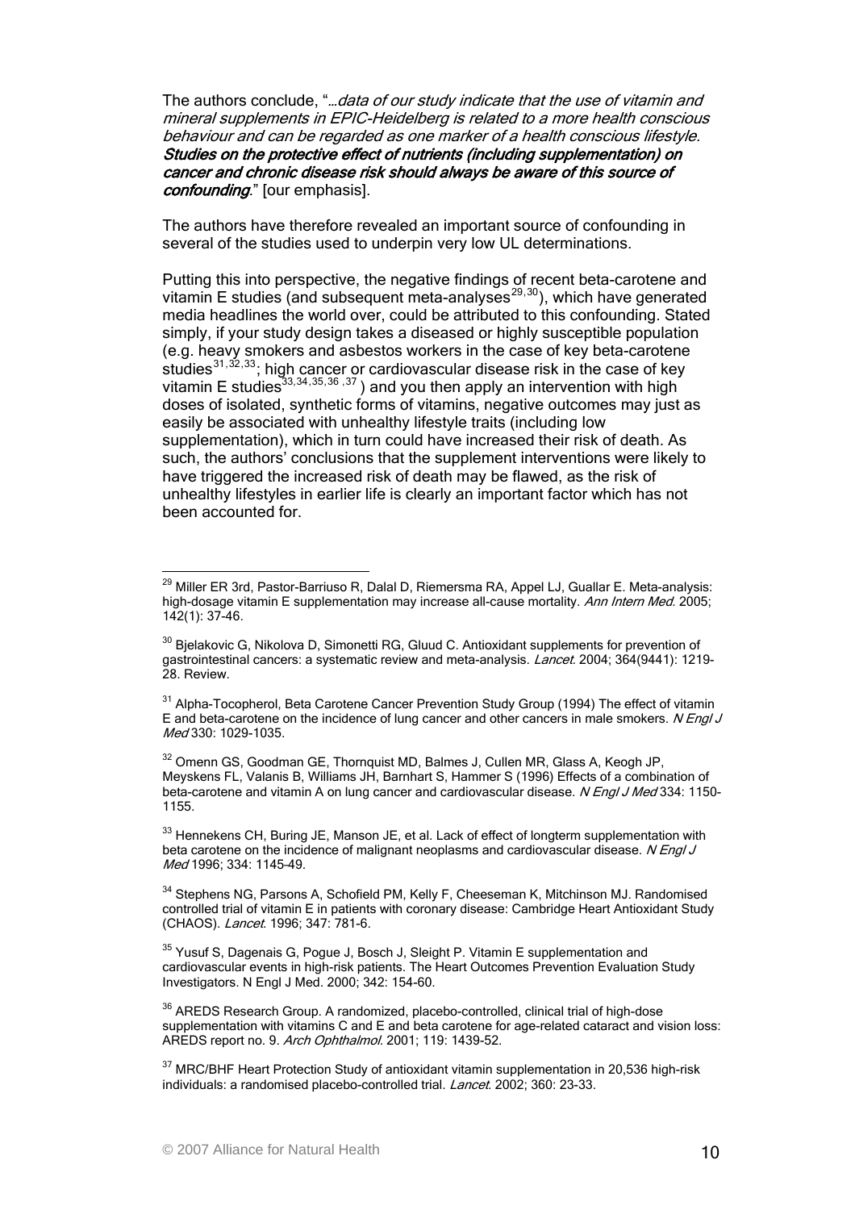The authors conclude, "*…data of our study indicate that the use of vitamin and mineral supplements in EPIC-Heidelberg is related to a more health conscious behaviour and can be regarded as one marker of a health conscious lifestyle.* ***Studies on the protective effect of nutrients (including supplementation) on cancer and chronic disease risk should always be aware of this source of confounding.***" [our emphasis].

The authors have therefore revealed an important source of confounding in several of the studies used to underpin very low UL determinations.

Putting this into perspective, the negative findings of recent beta-carotene and vitamin E studies (and subsequent meta-analyses[29,30]), which have generated media headlines the world over, could be attributed to this confounding. Stated simply, if your study design takes a diseased or highly susceptible population (e.g. heavy smokers and asbestos workers in the case of key beta-carotene studies[31,32,33]; high cancer or cardiovascular disease risk in the case of key vitamin E studies[33,34,35,36,37]) and you then apply an intervention with high doses of isolated, synthetic forms of vitamins, negative outcomes may just as easily be associated with unhealthy lifestyle traits (including low supplementation), which in turn could have increased their risk of death. As such, the authors' conclusions that the supplement interventions were likely to have triggered the increased risk of death may be flawed, as the risk of unhealthy lifestyles in earlier life is clearly an important factor which has not been accounted for.

---

[29] Miller ER 3rd, Pastor-Barriuso R, Dalal D, Riemersma RA, Appel LJ, Guallar E. Meta-analysis: high-dosage vitamin E supplementation may increase all-cause mortality. *Ann Intern Med*. 2005; 142(1): 37-46.

[30] Bjelakovic G, Nikolova D, Simonetti RG, Gluud C. Antioxidant supplements for prevention of gastrointestinal cancers: a systematic review and meta-analysis. *Lancet*. 2004; 364(9441): 1219-28. Review.

[31] Alpha-Tocopherol, Beta Carotene Cancer Prevention Study Group (1994) The effect of vitamin E and beta-carotene on the incidence of lung cancer and other cancers in male smokers. *N Engl J Med* 330: 1029-1035.

[32] Omenn GS, Goodman GE, Thornquist MD, Balmes J, Cullen MR, Glass A, Keogh JP, Meyskens FL, Valanis B, Williams JH, Barnhart S, Hammer S (1996) Effects of a combination of beta-carotene and vitamin A on lung cancer and cardiovascular disease. *N Engl J Med* 334: 1150-1155.

[33] Hennekens CH, Buring JE, Manson JE, et al. Lack of effect of longterm supplementation with beta carotene on the incidence of malignant neoplasms and cardiovascular disease. *N Engl J Med* 1996; 334: 1145-49.

[34] Stephens NG, Parsons A, Schofield PM, Kelly F, Cheeseman K, Mitchinson MJ. Randomised controlled trial of vitamin E in patients with coronary disease: Cambridge Heart Antioxidant Study (CHAOS). *Lancet*. 1996; 347: 781-6.

[35] Yusuf S, Dagenais G, Pogue J, Bosch J, Sleight P. Vitamin E supplementation and cardiovascular events in high-risk patients. The Heart Outcomes Prevention Evaluation Study Investigators. N Engl J Med. 2000; 342: 154-60.

[36] AREDS Research Group. A randomized, placebo-controlled, clinical trial of high-dose supplementation with vitamins C and E and beta carotene for age-related cataract and vision loss: AREDS report no. 9. *Arch Ophthalmol*. 2001; 119: 1439-52.

[37] MRC/BHF Heart Protection Study of antioxidant vitamin supplementation in 20,536 high-risk individuals: a randomised placebo-controlled trial. *Lancet*. 2002; 360: 23-33.

© 2007 Alliance for Natural Health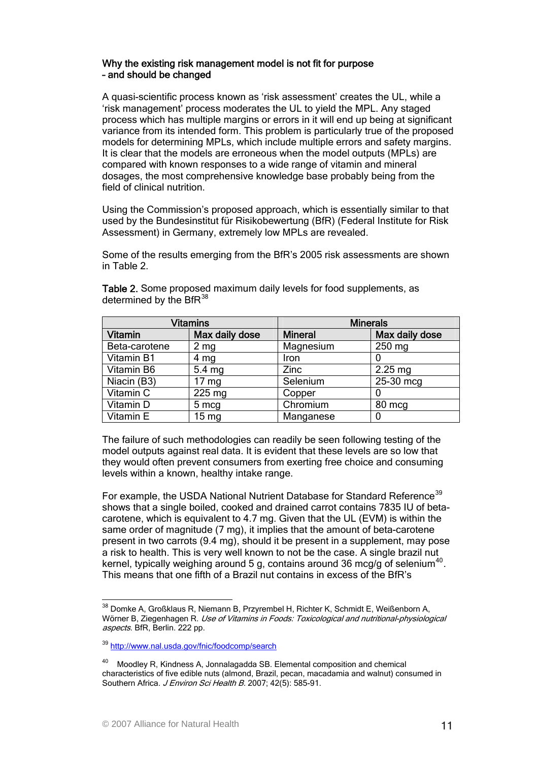**Why the existing risk management model is not fit for purpose – and should be changed**

A quasi-scientific process known as 'risk assessment' creates the UL, while a 'risk management' process moderates the UL to yield the MPL. Any staged process which has multiple margins or errors in it will end up being at significant variance from its intended form. This problem is particularly true of the proposed models for determining MPLs, which include multiple errors and safety margins. It is clear that the models are erroneous when the model outputs (MPLs) are compared with known responses to a wide range of vitamin and mineral dosages, the most comprehensive knowledge base probably being from the field of clinical nutrition.

Using the Commission's proposed approach, which is essentially similar to that used by the Bundesinstitut für Risikobewertung (BfR) (Federal Institute for Risk Assessment) in Germany, extremely low MPLs are revealed.

Some of the results emerging from the BfR's 2005 risk assessments are shown in Table 2.

**Table 2.** Some proposed maximum daily levels for food supplements, as determined by the BfR[38]

| Vitamins | | Minerals | |
|---|---|---|---|
| **Vitamin** | **Max daily dose** | **Mineral** | **Max daily dose** |
| Beta-carotene | 2 mg | Magnesium | 250 mg |
| Vitamin B1 | 4 mg | Iron | 0 |
| Vitamin B6 | 5.4 mg | Zinc | 2.25 mg |
| Niacin (B3) | 17 mg | Selenium | 25-30 mcg |
| Vitamin C | 225 mg | Copper | 0 |
| Vitamin D | 5 mcg | Chromium | 80 mcg |
| Vitamin E | 15 mg | Manganese | 0 |

The failure of such methodologies can readily be seen following testing of the model outputs against real data. It is evident that these levels are so low that they would often prevent consumers from exerting free choice and consuming levels within a known, healthy intake range.

For example, the USDA National Nutrient Database for Standard Reference[39] shows that a single boiled, cooked and drained carrot contains 7835 IU of beta-carotene, which is equivalent to 4.7 mg. Given that the UL (EVM) is within the same order of magnitude (7 mg), it implies that the amount of beta-carotene present in two carrots (9.4 mg), should it be present in a supplement, may pose a risk to health. This is very well known to not be the case. A single brazil nut kernel, typically weighing around 5 g, contains around 36 mcg/g of selenium[40]. This means that one fifth of a Brazil nut contains in excess of the BfR's

---

[38] Domke A, Großklaus R, Niemann B, Przyrembel H, Richter K, Schmidt E, Weißenborn A, Wörner B, Ziegenhagen R. *Use of Vitamins in Foods: Toxicological and nutritional-physiological aspects*. BfR, Berlin. 222 pp.

[39] http://www.nal.usda.gov/fnic/foodcomp/search

[40] Moodley R, Kindness A, Jonnalagadda SB. Elemental composition and chemical characteristics of five edible nuts (almond, Brazil, pecan, macadamia and walnut) consumed in Southern Africa. *J Environ Sci Health B*. 2007; 42(5): 585-91.

© 2007 Alliance for Natural Health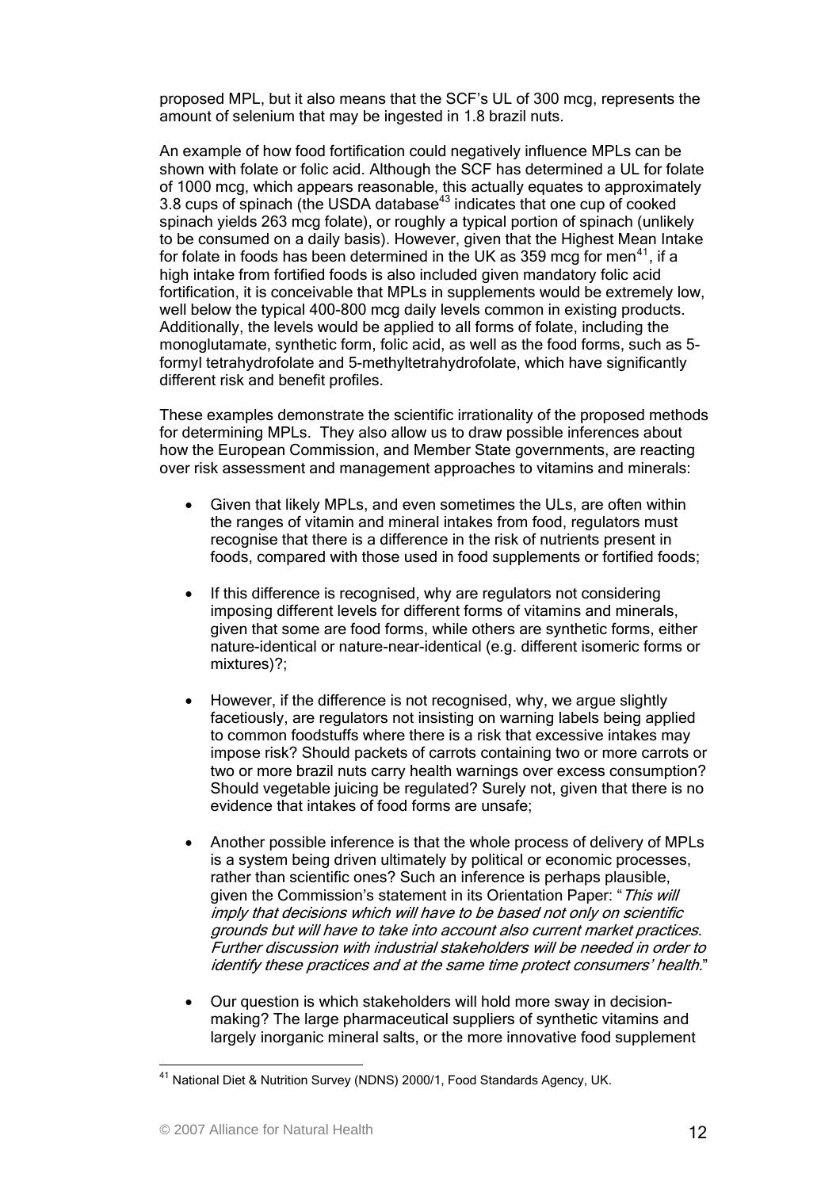proposed MPL, but it also means that the SCF's UL of 300 mcg, represents the amount of selenium that may be ingested in 1.8 brazil nuts.

An example of how food fortification could negatively influence MPLs can be shown with folate or folic acid. Although the SCF has determined a UL for folate of 1000 mcg, which appears reasonable, this actually equates to approximately 3.8 cups of spinach (the USDA database[43] indicates that one cup of cooked spinach yields 263 mcg folate), or roughly a typical portion of spinach (unlikely to be consumed on a daily basis). However, given that the Highest Mean Intake for folate in foods has been determined in the UK as 359 mcg for men[41], if a high intake from fortified foods is also included given mandatory folic acid fortification, it is conceivable that MPLs in supplements would be extremely low, well below the typical 400-800 mcg daily levels common in existing products. Additionally, the levels would be applied to all forms of folate, including the monoglutamate, synthetic form, folic acid, as well as the food forms, such as 5-formyl tetrahydrofolate and 5-methyltetrahydrofolate, which have significantly different risk and benefit profiles.

These examples demonstrate the scientific irrationality of the proposed methods for determining MPLs. They also allow us to draw possible inferences about how the European Commission, and Member State governments, are reacting over risk assessment and management approaches to vitamins and minerals:

- Given that likely MPLs, and even sometimes the ULs, are often within the ranges of vitamin and mineral intakes from food, regulators must recognise that there is a difference in the risk of nutrients present in foods, compared with those used in food supplements or fortified foods;

- If this difference is recognised, why are regulators not considering imposing different levels for different forms of vitamins and minerals, given that some are food forms, while others are synthetic forms, either nature-identical or nature-near-identical (e.g. different isomeric forms or mixtures)?;

- However, if the difference is not recognised, why, we argue slightly facetiously, are regulators not insisting on warning labels being applied to common foodstuffs where there is a risk that excessive intakes may impose risk? Should packets of carrots containing two or more carrots or two or more brazil nuts carry health warnings over excess consumption? Should vegetable juicing be regulated? Surely not, given that there is no evidence that intakes of food forms are unsafe;

- Another possible inference is that the whole process of delivery of MPLs is a system being driven ultimately by political or economic processes, rather than scientific ones? Such an inference is perhaps plausible, given the Commission's statement in its Orientation Paper: "*This will imply that decisions which will have to be based not only on scientific grounds but will have to take into account also current market practices. Further discussion with industrial stakeholders will be needed in order to identify these practices and at the same time protect consumers' health.*"

- Our question is which stakeholders will hold more sway in decision-making? The large pharmaceutical suppliers of synthetic vitamins and largely inorganic mineral salts, or the more innovative food supplement

---

[41] National Diet & Nutrition Survey (NDNS) 2000/1, Food Standards Agency, UK.

© 2007 Alliance for Natural Health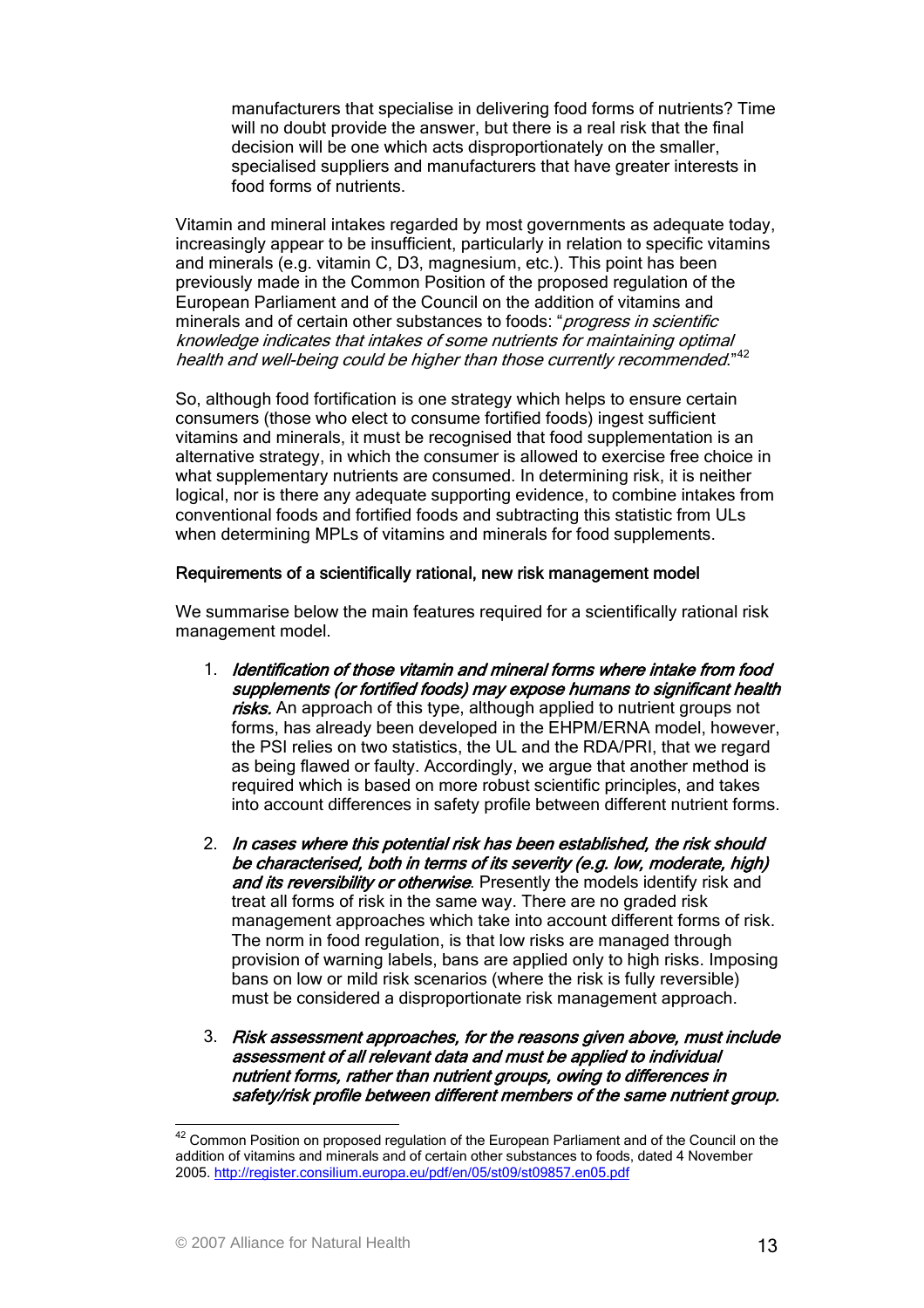manufacturers that specialise in delivering food forms of nutrients? Time will no doubt provide the answer, but there is a real risk that the final decision will be one which acts disproportionately on the smaller, specialised suppliers and manufacturers that have greater interests in food forms of nutrients.

Vitamin and mineral intakes regarded by most governments as adequate today, increasingly appear to be insufficient, particularly in relation to specific vitamins and minerals (e.g. vitamin C, D3, magnesium, etc.). This point has been previously made in the Common Position of the proposed regulation of the European Parliament and of the Council on the addition of vitamins and minerals and of certain other substances to foods: "*progress in scientific knowledge indicates that intakes of some nutrients for maintaining optimal health and well-being could be higher than those currently recommended*."[42]

So, although food fortification is one strategy which helps to ensure certain consumers (those who elect to consume fortified foods) ingest sufficient vitamins and minerals, it must be recognised that food supplementation is an alternative strategy, in which the consumer is allowed to exercise free choice in what supplementary nutrients are consumed. In determining risk, it is neither logical, nor is there any adequate supporting evidence, to combine intakes from conventional foods and fortified foods and subtracting this statistic from ULs when determining MPLs of vitamins and minerals for food supplements.

#### Requirements of a scientifically rational, new risk management model

We summarise below the main features required for a scientifically rational risk management model.

1. ***Identification of those vitamin and mineral forms where intake from food supplements (or fortified foods) may expose humans to significant health risks.*** An approach of this type, although applied to nutrient groups not forms, has already been developed in the EHPM/ERNA model, however, the PSI relies on two statistics, the UL and the RDA/PRI, that we regard as being flawed or faulty. Accordingly, we argue that another method is required which is based on more robust scientific principles, and takes into account differences in safety profile between different nutrient forms.

2. ***In cases where this potential risk has been established, the risk should be characterised, both in terms of its severity (e.g. low, moderate, high) and its reversibility or otherwise***. Presently the models identify risk and treat all forms of risk in the same way. There are no graded risk management approaches which take into account different forms of risk. The norm in food regulation, is that low risks are managed through provision of warning labels, bans are applied only to high risks. Imposing bans on low or mild risk scenarios (where the risk is fully reversible) must be considered a disproportionate risk management approach.

3. ***Risk assessment approaches, for the reasons given above, must include assessment of all relevant data and must be applied to individual nutrient forms, rather than nutrient groups, owing to differences in safety/risk profile between different members of the same nutrient group.***

---

[42] Common Position on proposed regulation of the European Parliament and of the Council on the addition of vitamins and minerals and of certain other substances to foods, dated 4 November 2005. http://register.consilium.europa.eu/pdf/en/05/st09/st09857.en05.pdf

© 2007 Alliance for Natural Health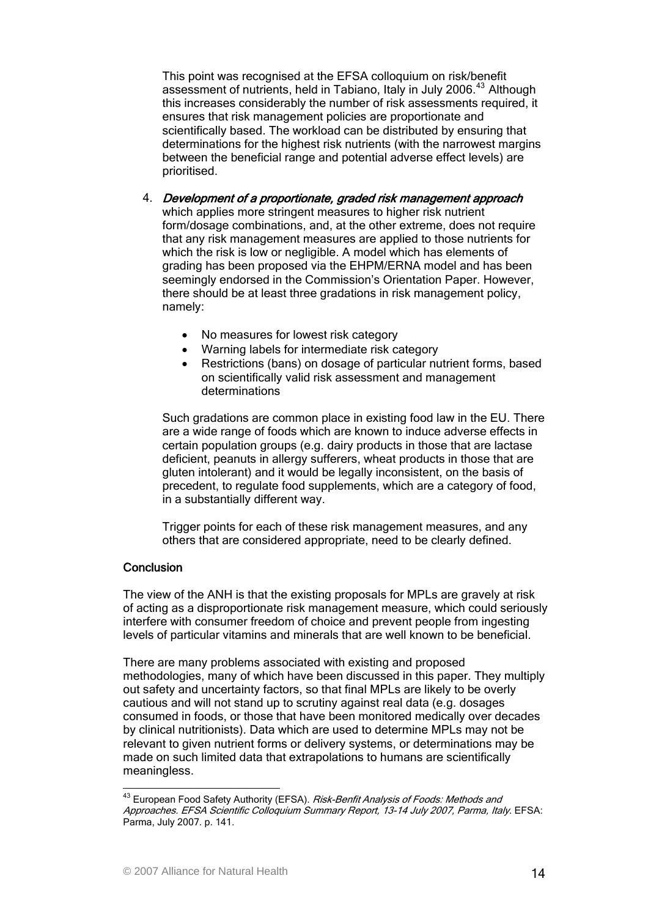This point was recognised at the EFSA colloquium on risk/benefit assessment of nutrients, held in Tabiano, Italy in July 2006.[43] Although this increases considerably the number of risk assessments required, it ensures that risk management policies are proportionate and scientifically based. The workload can be distributed by ensuring that determinations for the highest risk nutrients (with the narrowest margins between the beneficial range and potential adverse effect levels) are prioritised.

4. *Development of a proportionate, graded risk management approach* which applies more stringent measures to higher risk nutrient form/dosage combinations, and, at the other extreme, does not require that any risk management measures are applied to those nutrients for which the risk is low or negligible. A model which has elements of grading has been proposed via the EHPM/ERNA model and has been seemingly endorsed in the Commission's Orientation Paper. However, there should be at least three gradations in risk management policy, namely:

   - No measures for lowest risk category
   - Warning labels for intermediate risk category
   - Restrictions (bans) on dosage of particular nutrient forms, based on scientifically valid risk assessment and management determinations

   Such gradations are common place in existing food law in the EU. There are a wide range of foods which are known to induce adverse effects in certain population groups (e.g. dairy products in those that are lactase deficient, peanuts in allergy sufferers, wheat products in those that are gluten intolerant) and it would be legally inconsistent, on the basis of precedent, to regulate food supplements, which are a category of food, in a substantially different way.

   Trigger points for each of these risk management measures, and any others that are considered appropriate, need to be clearly defined.

**Conclusion**

The view of the ANH is that the existing proposals for MPLs are gravely at risk of acting as a disproportionate risk management measure, which could seriously interfere with consumer freedom of choice and prevent people from ingesting levels of particular vitamins and minerals that are well known to be beneficial.

There are many problems associated with existing and proposed methodologies, many of which have been discussed in this paper. They multiply out safety and uncertainty factors, so that final MPLs are likely to be overly cautious and will not stand up to scrutiny against real data (e.g. dosages consumed in foods, or those that have been monitored medically over decades by clinical nutritionists). Data which are used to determine MPLs may not be relevant to given nutrient forms or delivery systems, or determinations may be made on such limited data that extrapolations to humans are scientifically meaningless.

---

[43] European Food Safety Authority (EFSA). *Risk-Benfit Analysis of Foods: Methods and Approaches. EFSA Scientific Colloquium Summary Report, 13-14 July 2007, Parma, Italy*. EFSA: Parma, July 2007. p. 141.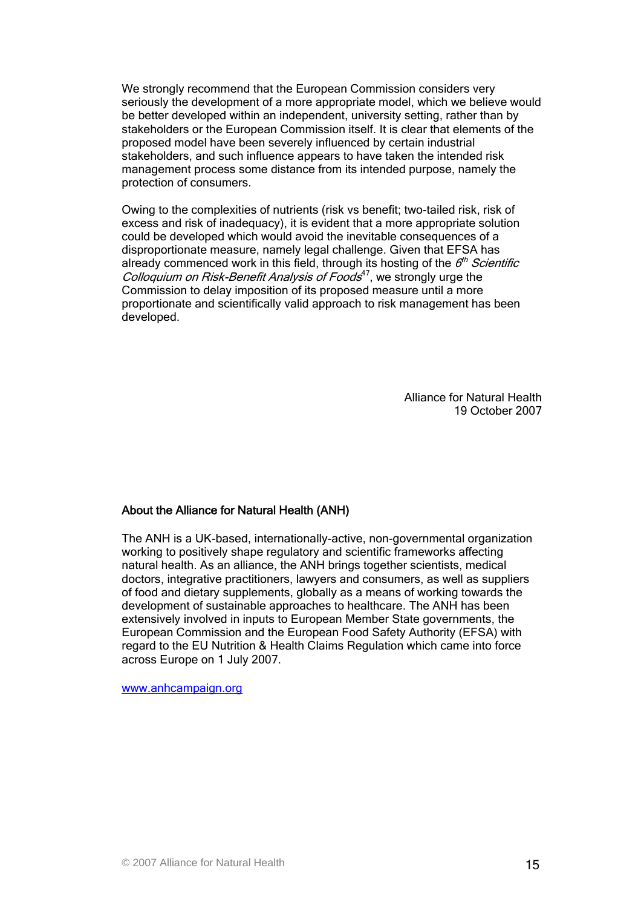We strongly recommend that the European Commission considers very seriously the development of a more appropriate model, which we believe would be better developed within an independent, university setting, rather than by stakeholders or the European Commission itself. It is clear that elements of the proposed model have been severely influenced by certain industrial stakeholders, and such influence appears to have taken the intended risk management process some distance from its intended purpose, namely the protection of consumers.

Owing to the complexities of nutrients (risk vs benefit; two-tailed risk, risk of excess and risk of inadequacy), it is evident that a more appropriate solution could be developed which would avoid the inevitable consequences of a disproportionate measure, namely legal challenge. Given that EFSA has already commenced work in this field, through its hosting of the *6th Scientific Colloquium on Risk-Benefit Analysis of Foods*[47], we strongly urge the Commission to delay imposition of its proposed measure until a more proportionate and scientifically valid approach to risk management has been developed.

Alliance for Natural Health
19 October 2007

### About the Alliance for Natural Health (ANH)

The ANH is a UK-based, internationally-active, non-governmental organization working to positively shape regulatory and scientific frameworks affecting natural health. As an alliance, the ANH brings together scientists, medical doctors, integrative practitioners, lawyers and consumers, as well as suppliers of food and dietary supplements, globally as a means of working towards the development of sustainable approaches to healthcare. The ANH has been extensively involved in inputs to European Member State governments, the European Commission and the European Food Safety Authority (EFSA) with regard to the EU Nutrition & Health Claims Regulation which came into force across Europe on 1 July 2007.

www.anhcampaign.org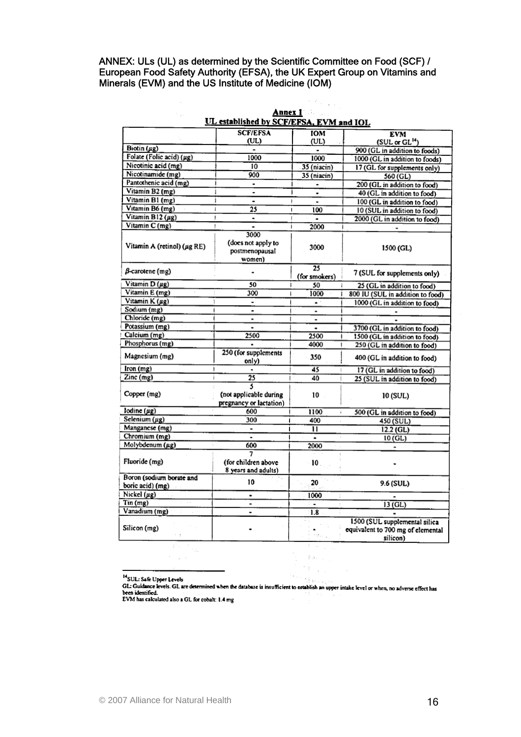ANNEX: ULs (UL) as determined by the Scientific Committee on Food (SCF) / European Food Safety Authority (EFSA), the UK Expert Group on Vitamins and Minerals (EVM) and the US Institute of Medicine (IOM)

**Annex 1**

**UL established by SCF/EFSA, EVM and IOL**

| | SCF/EFSA (UL) | IOM (UL) | EVM (SUL or GL[14]) |
|---|---|---|---|
| Biotin (μg) | - | - | 900 (GL in addition to foods) |
| Folate (Folic acid) (μg) | 1000 | 1000 | 1000 (GL in addition to foods) |
| Nicotinic acid (mg) | 10 | 35 (niacin) | 17 (GL for supplements only) |
| Nicotinamide (mg) | 900 | 35 (niacin) | 560 (GL) |
| Pantothenic acid (mg) | - | - | 200 (GL in addition to food) |
| Vitamin B2 (mg) | - | - | 40 (GL in addition to food) |
| Vitamin B1 (mg) | - | - | 100 (GL in addition to food) |
| Vitamin B6 (mg) | 25 | 100 | 10 (SUL in addition to food) |
| Vitamin B12 (μg) | - | - | 2000 (GL in addition to food) |
| Vitamin C (mg) | - | 2000 | - |
| Vitamin A (retinol) (μg RE) | 3000 (does not apply to postmenopausal women) | 3000 | 1500 (GL) |
| β-carotene (mg) | - | 25 (for smokers) | 7 (SUL for supplements only) |
| Vitamin D (μg) | 50 | 50 | 25 (GL in addition to food) |
| Vitamin E (mg) | 300 | 1000 | 800 IU (SUL in addition to food) |
| Vitamin K (μg) | - | - | 1000 (GL in addition to food) |
| Sodium (mg) | - | - | - |
| Chloride (mg) | - | - | - |
| Potassium (mg) | - | - | 3700 (GL in addition to food) |
| Calcium (mg) | 2500 | 2500 | 1500 (GL in addition to food) |
| Phosphorus (mg) | - | 4000 | 250 (GL in addition to food) |
| Magnesium (mg) | 250 (for supplements only) | 350 | 400 (GL in addition to food) |
| Iron (mg) | - | 45 | 17 (GL in addition to food) |
| Zinc (mg) | 25 | 40 | 25 (SUL in addition to food) |
| Copper (mg) | 5 (not applicable during pregnancy or lactation) | 10 | 10 (SUL) |
| Iodine (μg) | 600 | 1100 | 500 (GL in addition to food) |
| Selenium (μg) | 300 | 400 | 450 (SUL) |
| Manganese (mg) | - | 11 | 12.2 (GL) |
| Chromium (mg) | - | - | 10 (GL) |
| Molybdenum (μg) | 600 | 2000 | - |
| Fluoride (mg) | 7 (for children above 8 years and adults) | 10 | - |
| Boron (sodium borate and boric acid) (mg) | 10 | 20 | 9.6 (SUL) |
| Nickel (μg) | - | 1000 | - |
| Tin (mg) | - | - | 13 (GL) |
| Vanadium (mg) | - | 1.8 | - |
| Silicon (mg) | - | - | 1500 (SUL supplemental silica equivalent to 700 mg of elemental silicon) |

[14]SUL: Safe Upper Levels

GL: Guidance levels. GL are determined when the database is insufficient to establish an upper intake level or when, no adverse effect has been identified.

EVM has calculated also a GL for cobalt: 1.4 mg

© 2007 Alliance for Natural Health